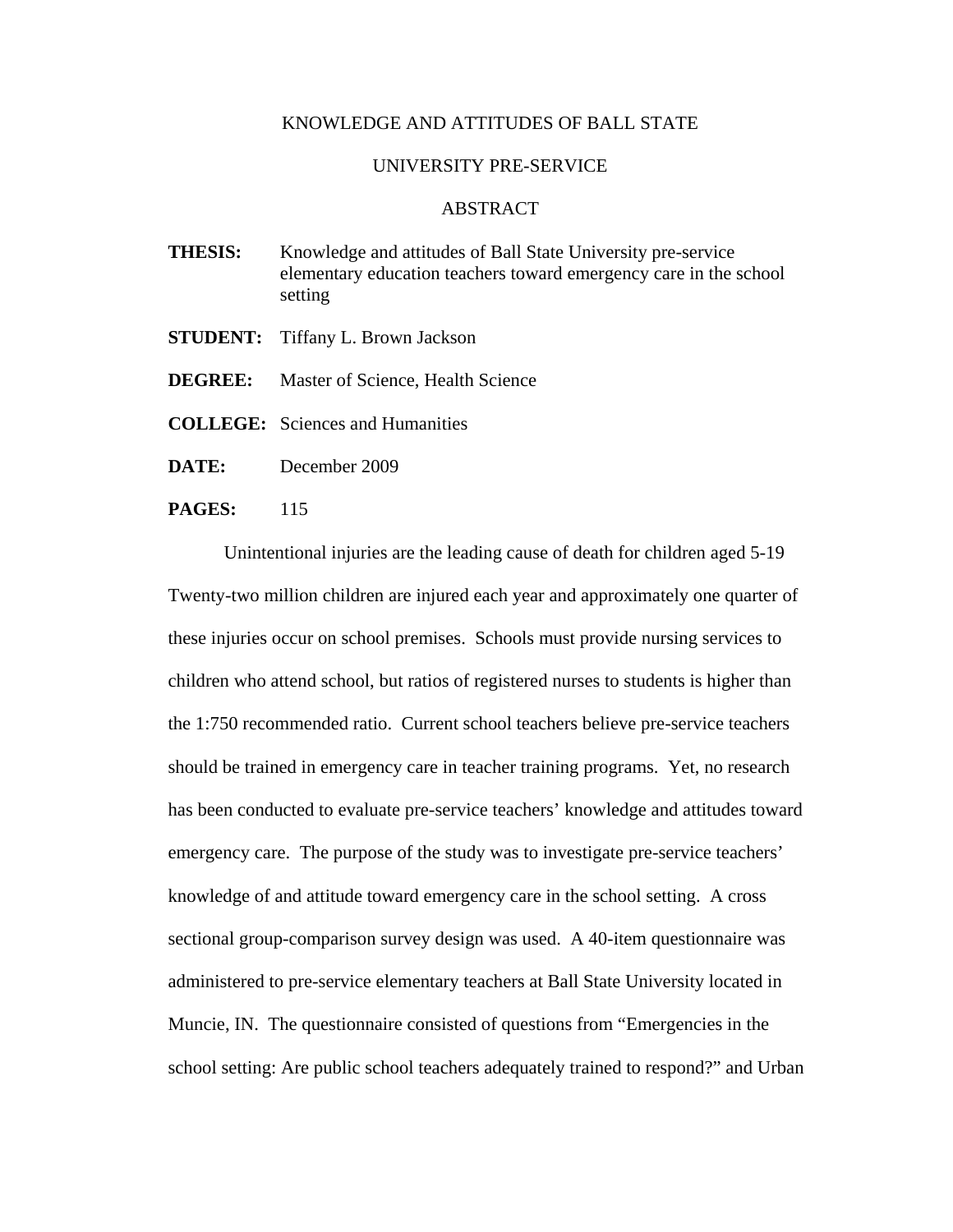KNOWLEDGE AND ATTITUDES OF BALL STATE

UNIVERSITY PRE-SERVICE

ABSTRACT

**THESIS:** Knowledge and attitudes of Ball State University pre-service elementary education teachers toward emergency care in the school setting

**STUDENT:** Tiffany L. Brown Jackson

**DEGREE:** Master of Science, Health Science

**COLLEGE:** Sciences and Humanities

**DATE:** December 2009

**PAGES:** 115

Unintentional injuries are the leading cause of death for children aged 5-19 Twenty-two million children are injured each year and approximately one quarter of these injuries occur on school premises. Schools must provide nursing services to children who attend school, but ratios of registered nurses to students is higher than the 1:750 recommended ratio. Current school teachers believe pre-service teachers should be trained in emergency care in teacher training programs. Yet, no research has been conducted to evaluate pre-service teachers' knowledge and attitudes toward emergency care. The purpose of the study was to investigate pre-service teachers' knowledge of and attitude toward emergency care in the school setting. A cross sectional group-comparison survey design was used. A 40-item questionnaire was administered to pre-service elementary teachers at Ball State University located in Muncie, IN. The questionnaire consisted of questions from "Emergencies in the school setting: Are public school teachers adequately trained to respond?" and Urban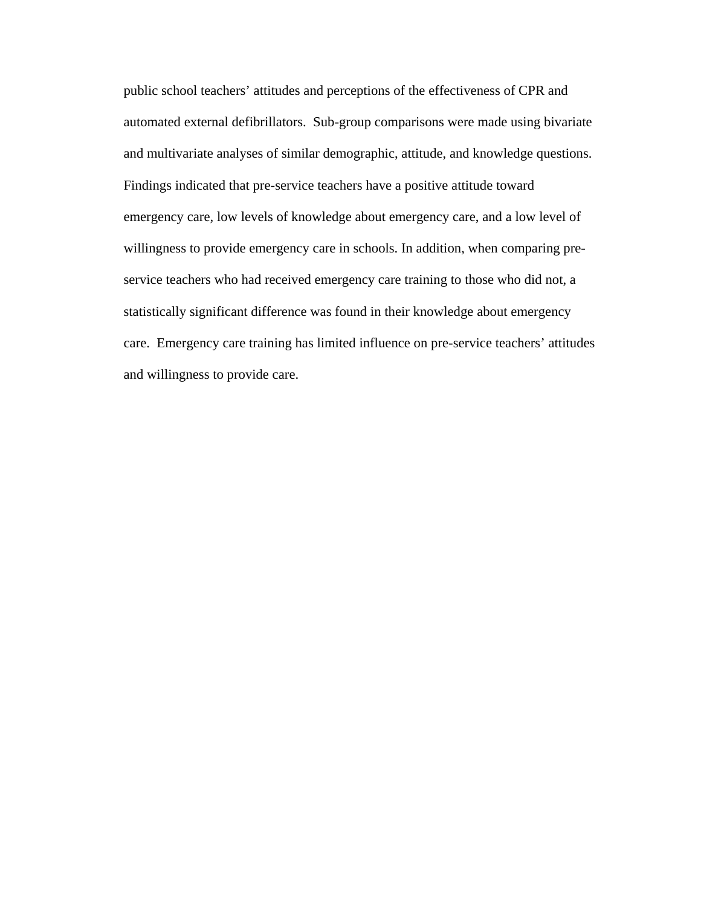public school teachers' attitudes and perceptions of the effectiveness of CPR and automated external defibrillators. Sub-group comparisons were made using bivariate and multivariate analyses of similar demographic, attitude, and knowledge questions. Findings indicated that pre-service teachers have a positive attitude toward emergency care, low levels of knowledge about emergency care, and a low level of willingness to provide emergency care in schools. In addition, when comparing pre-service teachers who had received emergency care training to those who did not, a statistically significant difference was found in their knowledge about emergency care. Emergency care training has limited influence on pre-service teachers' attitudes and willingness to provide care.